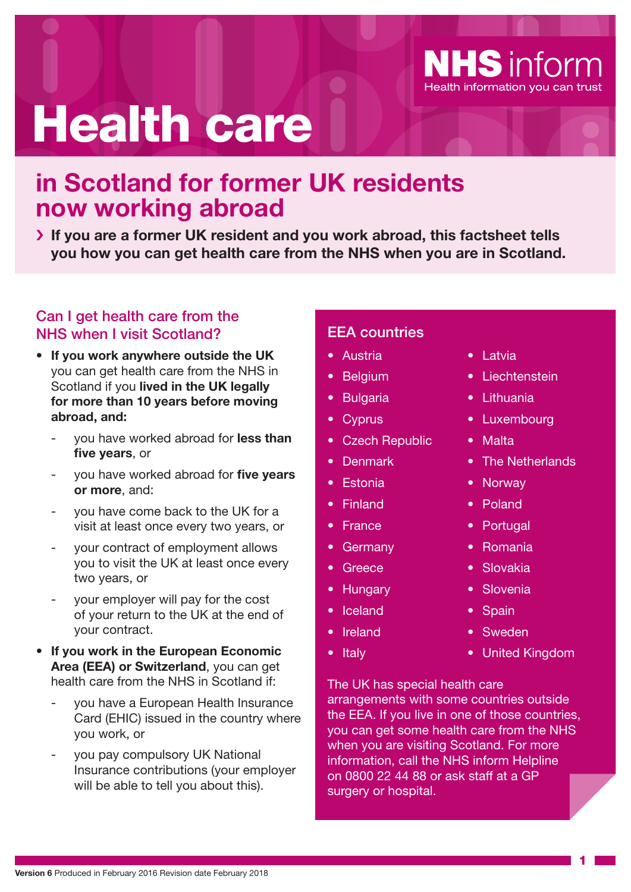NHS inform
Health information you can trust

# Health care

## in Scotland for former UK residents now working abroad

› **If you are a former UK resident and you work abroad, this factsheet tells you how you can get health care from the NHS when you are in Scotland.**

### Can I get health care from the NHS when I visit Scotland?

- **If you work anywhere outside the UK** you can get health care from the NHS in Scotland if you **lived in the UK legally for more than 10 years before moving abroad, and:**
  - you have worked abroad for **less than five years**, or
  - you have worked abroad for **five years or more**, and:
  - you have come back to the UK for a visit at least once every two years, or
  - your contract of employment allows you to visit the UK at least once every two years, or
  - your employer will pay for the cost of your return to the UK at the end of your contract.
- **If you work in the European Economic Area (EEA) or Switzerland**, you can get health care from the NHS in Scotland if:
  - you have a European Health Insurance Card (EHIC) issued in the country where you work, or
  - you pay compulsory UK National Insurance contributions (your employer will be able to tell you about this).

### EEA countries

- Austria
- Belgium
- Bulgaria
- Cyprus
- Czech Republic
- Denmark
- Estonia
- Finland
- France
- Germany
- Greece
- Hungary
- Iceland
- Ireland
- Italy
- Latvia
- Liechtenstein
- Lithuania
- Luxembourg
- Malta
- The Netherlands
- Norway
- Poland
- Portugal
- Romania
- Slovakia
- Slovenia
- Spain
- Sweden
- United Kingdom

The UK has special health care arrangements with some countries outside the EEA. If you live in one of those countries, you can get some health care from the NHS when you are visiting Scotland. For more information, call the NHS inform Helpline on 0800 22 44 88 or ask staff at a GP surgery or hospital.

**Version 6** Produced in February 2016 Revision date February 2018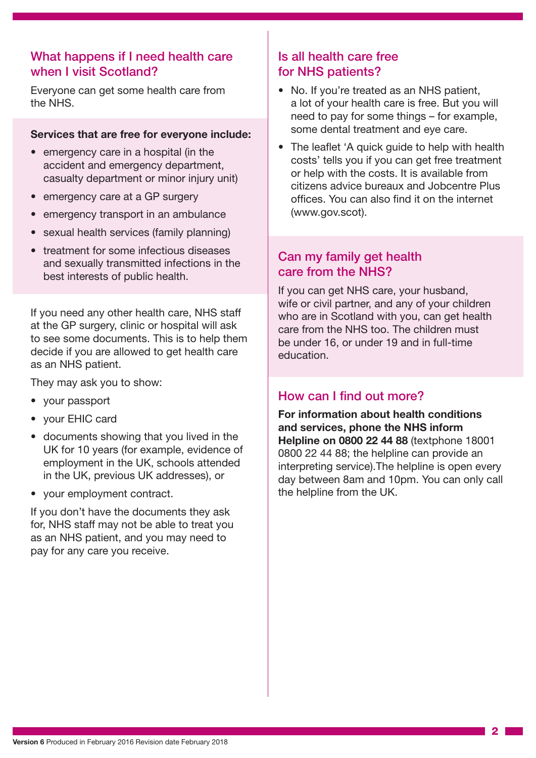## What happens if I need health care when I visit Scotland?

Everyone can get some health care from the NHS.

**Services that are free for everyone include:**

- emergency care in a hospital (in the accident and emergency department, casualty department or minor injury unit)
- emergency care at a GP surgery
- emergency transport in an ambulance
- sexual health services (family planning)
- treatment for some infectious diseases and sexually transmitted infections in the best interests of public health.

If you need any other health care, NHS staff at the GP surgery, clinic or hospital will ask to see some documents. This is to help them decide if you are allowed to get health care as an NHS patient.

They may ask you to show:

- your passport
- your EHIC card
- documents showing that you lived in the UK for 10 years (for example, evidence of employment in the UK, schools attended in the UK, previous UK addresses), or
- your employment contract.

If you don't have the documents they ask for, NHS staff may not be able to treat you as an NHS patient, and you may need to pay for any care you receive.

## Is all health care free for NHS patients?

- No. If you're treated as an NHS patient, a lot of your health care is free. But you will need to pay for some things – for example, some dental treatment and eye care.
- The leaflet 'A quick guide to help with health costs' tells you if you can get free treatment or help with the costs. It is available from citizens advice bureaux and Jobcentre Plus offices. You can also find it on the internet (www.gov.scot).

## Can my family get health care from the NHS?

If you can get NHS care, your husband, wife or civil partner, and any of your children who are in Scotland with you, can get health care from the NHS too. The children must be under 16, or under 19 and in full-time education.

## How can I find out more?

**For information about health conditions and services, phone the NHS inform Helpline on 0800 22 44 88** (textphone 18001 0800 22 44 88; the helpline can provide an interpreting service).The helpline is open every day between 8am and 10pm. You can only call the helpline from the UK.

**Version 6** Produced in February 2016 Revision date February 2018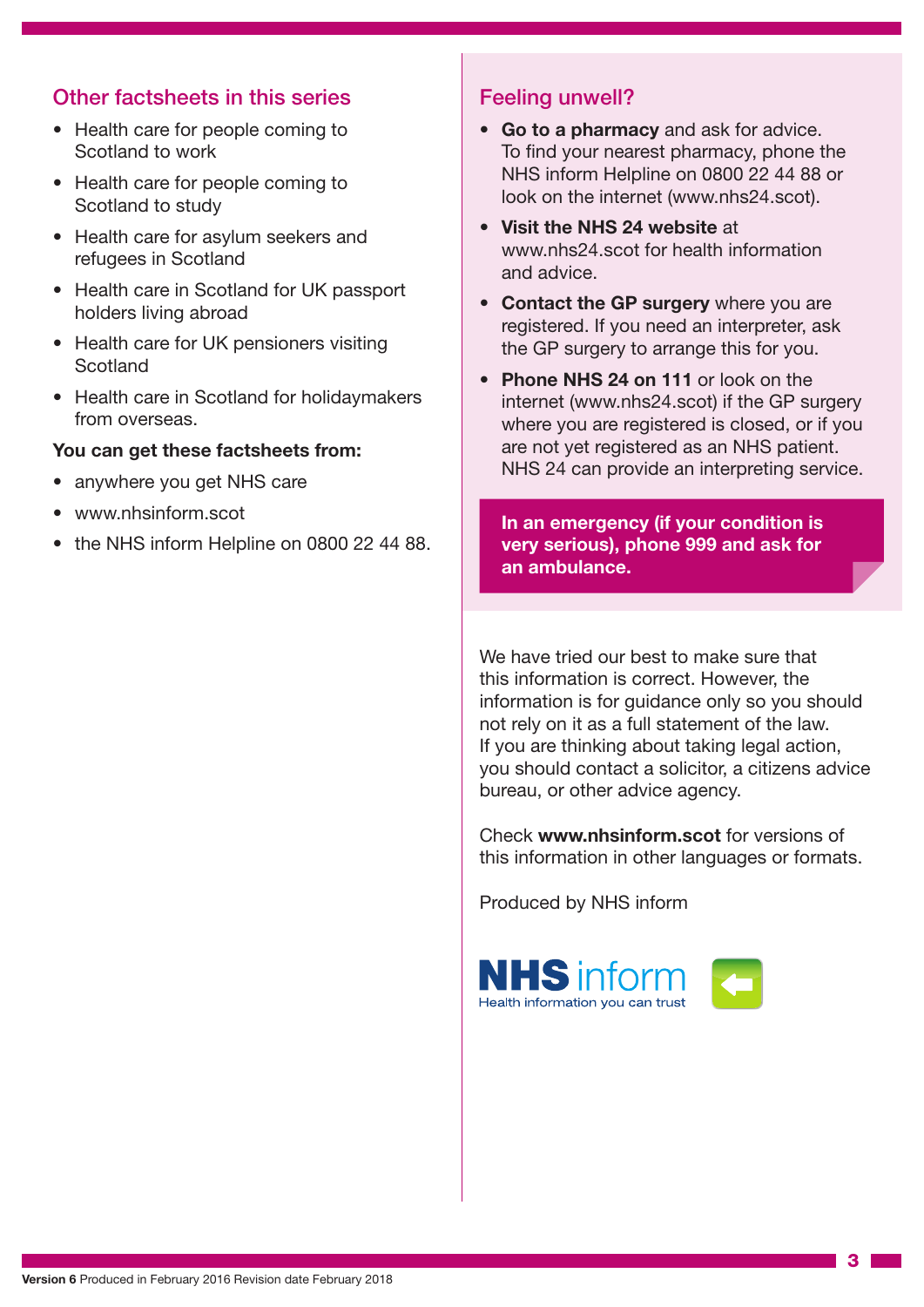## Other factsheets in this series

- Health care for people coming to Scotland to work
- Health care for people coming to Scotland to study
- Health care for asylum seekers and refugees in Scotland
- Health care in Scotland for UK passport holders living abroad
- Health care for UK pensioners visiting Scotland
- Health care in Scotland for holidaymakers from overseas.

**You can get these factsheets from:**

- anywhere you get NHS care
- www.nhsinform.scot
- the NHS inform Helpline on 0800 22 44 88.

## Feeling unwell?

- **Go to a pharmacy** and ask for advice. To find your nearest pharmacy, phone the NHS inform Helpline on 0800 22 44 88 or look on the internet (www.nhs24.scot).
- **Visit the NHS 24 website** at www.nhs24.scot for health information and advice.
- **Contact the GP surgery** where you are registered. If you need an interpreter, ask the GP surgery to arrange this for you.
- **Phone NHS 24 on 111** or look on the internet (www.nhs24.scot) if the GP surgery where you are registered is closed, or if you are not yet registered as an NHS patient. NHS 24 can provide an interpreting service.

**In an emergency (if your condition is very serious), phone 999 and ask for an ambulance.**

We have tried our best to make sure that this information is correct. However, the information is for guidance only so you should not rely on it as a full statement of the law. If you are thinking about taking legal action, you should contact a solicitor, a citizens advice bureau, or other advice agency.

Check **www.nhsinform.scot** for versions of this information in other languages or formats.

Produced by NHS inform

NHS inform
Health information you can trust

**Version 6** Produced in February 2016 Revision date February 2018